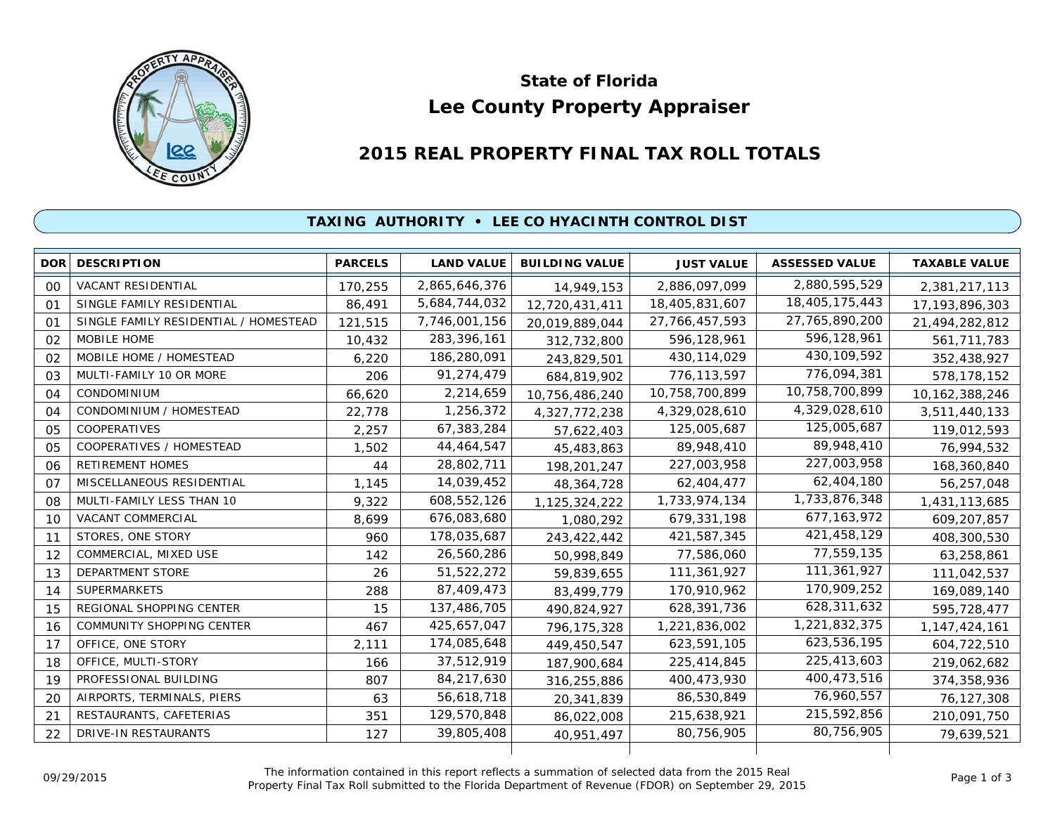# State of Florida

# Lee County Property Appraiser

## 2015 REAL PROPERTY FINAL TAX ROLL TOTALS

### TAXING AUTHORITY • LEE CO HYACINTH CONTROL DIST

| DOR | DESCRIPTION | PARCELS | LAND VALUE | BUILDING VALUE | JUST VALUE | ASSESSED VALUE | TAXABLE VALUE |
|---|---|---|---|---|---|---|---|
| 00 | VACANT RESIDENTIAL | 170,255 | 2,865,646,376 | 14,949,153 | 2,886,097,099 | 2,880,595,529 | 2,381,217,113 |
| 01 | SINGLE FAMILY RESIDENTIAL | 86,491 | 5,684,744,032 | 12,720,431,411 | 18,405,831,607 | 18,405,175,443 | 17,193,896,303 |
| 01 | SINGLE FAMILY RESIDENTIAL / HOMESTEAD | 121,515 | 7,746,001,156 | 20,019,889,044 | 27,766,457,593 | 27,765,890,200 | 21,494,282,812 |
| 02 | MOBILE HOME | 10,432 | 283,396,161 | 312,732,800 | 596,128,961 | 596,128,961 | 561,711,783 |
| 02 | MOBILE HOME / HOMESTEAD | 6,220 | 186,280,091 | 243,829,501 | 430,114,029 | 430,109,592 | 352,438,927 |
| 03 | MULTI-FAMILY 10 OR MORE | 206 | 91,274,479 | 684,819,902 | 776,113,597 | 776,094,381 | 578,178,152 |
| 04 | CONDOMINIUM | 66,620 | 2,214,659 | 10,756,486,240 | 10,758,700,899 | 10,758,700,899 | 10,162,388,246 |
| 04 | CONDOMINIUM / HOMESTEAD | 22,778 | 1,256,372 | 4,327,772,238 | 4,329,028,610 | 4,329,028,610 | 3,511,440,133 |
| 05 | COOPERATIVES | 2,257 | 67,383,284 | 57,622,403 | 125,005,687 | 125,005,687 | 119,012,593 |
| 05 | COOPERATIVES / HOMESTEAD | 1,502 | 44,464,547 | 45,483,863 | 89,948,410 | 89,948,410 | 76,994,532 |
| 06 | RETIREMENT HOMES | 44 | 28,802,711 | 198,201,247 | 227,003,958 | 227,003,958 | 168,360,840 |
| 07 | MISCELLANEOUS RESIDENTIAL | 1,145 | 14,039,452 | 48,364,728 | 62,404,477 | 62,404,180 | 56,257,048 |
| 08 | MULTI-FAMILY LESS THAN 10 | 9,322 | 608,552,126 | 1,125,324,222 | 1,733,974,134 | 1,733,876,348 | 1,431,113,685 |
| 10 | VACANT COMMERCIAL | 8,699 | 676,083,680 | 1,080,292 | 679,331,198 | 677,163,972 | 609,207,857 |
| 11 | STORES, ONE STORY | 960 | 178,035,687 | 243,422,442 | 421,587,345 | 421,458,129 | 408,300,530 |
| 12 | COMMERCIAL, MIXED USE | 142 | 26,560,286 | 50,998,849 | 77,586,060 | 77,559,135 | 63,258,861 |
| 13 | DEPARTMENT STORE | 26 | 51,522,272 | 59,839,655 | 111,361,927 | 111,361,927 | 111,042,537 |
| 14 | SUPERMARKETS | 288 | 87,409,473 | 83,499,779 | 170,910,962 | 170,909,252 | 169,089,140 |
| 15 | REGIONAL SHOPPING CENTER | 15 | 137,486,705 | 490,824,927 | 628,391,736 | 628,311,632 | 595,728,477 |
| 16 | COMMUNITY SHOPPING CENTER | 467 | 425,657,047 | 796,175,328 | 1,221,836,002 | 1,221,832,375 | 1,147,424,161 |
| 17 | OFFICE, ONE STORY | 2,111 | 174,085,648 | 449,450,547 | 623,591,105 | 623,536,195 | 604,722,510 |
| 18 | OFFICE, MULTI-STORY | 166 | 37,512,919 | 187,900,684 | 225,414,845 | 225,413,603 | 219,062,682 |
| 19 | PROFESSIONAL BUILDING | 807 | 84,217,630 | 316,255,886 | 400,473,930 | 400,473,516 | 374,358,936 |
| 20 | AIRPORTS, TERMINALS, PIERS | 63 | 56,618,718 | 20,341,839 | 86,530,849 | 76,960,557 | 76,127,308 |
| 21 | RESTAURANTS, CAFETERIAS | 351 | 129,570,848 | 86,022,008 | 215,638,921 | 215,592,856 | 210,091,750 |
| 22 | DRIVE-IN RESTAURANTS | 127 | 39,805,408 | 40,951,497 | 80,756,905 | 80,756,905 | 79,639,521 |

09/29/2015

The information contained in this report reflects a summation of selected data from the 2015 Real Property Final Tax Roll submitted to the Florida Department of Revenue (FDOR) on September 29, 2015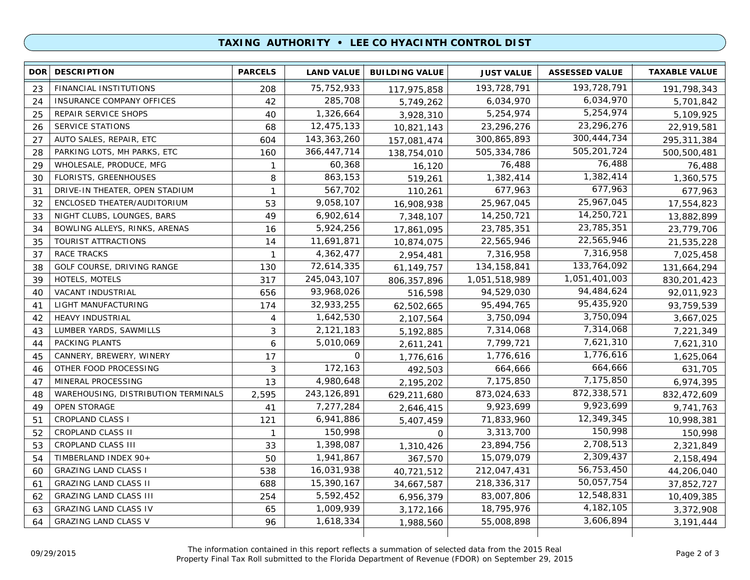## TAXING AUTHORITY • LEE CO HYACINTH CONTROL DIST

| DOR | DESCRIPTION | PARCELS | LAND VALUE | BUILDING VALUE | JUST VALUE | ASSESSED VALUE | TAXABLE VALUE |
|---|---|---|---|---|---|---|---|
| 23 | FINANCIAL INSTITUTIONS | 208 | 75,752,933 | 117,975,858 | 193,728,791 | 193,728,791 | 191,798,343 |
| 24 | INSURANCE COMPANY OFFICES | 42 | 285,708 | 5,749,262 | 6,034,970 | 6,034,970 | 5,701,842 |
| 25 | REPAIR SERVICE SHOPS | 40 | 1,326,664 | 3,928,310 | 5,254,974 | 5,254,974 | 5,109,925 |
| 26 | SERVICE STATIONS | 68 | 12,475,133 | 10,821,143 | 23,296,276 | 23,296,276 | 22,919,581 |
| 27 | AUTO SALES, REPAIR, ETC | 604 | 143,363,260 | 157,081,474 | 300,865,893 | 300,444,734 | 295,311,384 |
| 28 | PARKING LOTS, MH PARKS, ETC | 160 | 366,447,714 | 138,754,010 | 505,334,786 | 505,201,724 | 500,500,481 |
| 29 | WHOLESALE, PRODUCE, MFG | 1 | 60,368 | 16,120 | 76,488 | 76,488 | 76,488 |
| 30 | FLORISTS, GREENHOUSES | 8 | 863,153 | 519,261 | 1,382,414 | 1,382,414 | 1,360,575 |
| 31 | DRIVE-IN THEATER, OPEN STADIUM | 1 | 567,702 | 110,261 | 677,963 | 677,963 | 677,963 |
| 32 | ENCLOSED THEATER/AUDITORIUM | 53 | 9,058,107 | 16,908,938 | 25,967,045 | 25,967,045 | 17,554,823 |
| 33 | NIGHT CLUBS, LOUNGES, BARS | 49 | 6,902,614 | 7,348,107 | 14,250,721 | 14,250,721 | 13,882,899 |
| 34 | BOWLING ALLEYS, RINKS, ARENAS | 16 | 5,924,256 | 17,861,095 | 23,785,351 | 23,785,351 | 23,779,706 |
| 35 | TOURIST ATTRACTIONS | 14 | 11,691,871 | 10,874,075 | 22,565,946 | 22,565,946 | 21,535,228 |
| 37 | RACE TRACKS | 1 | 4,362,477 | 2,954,481 | 7,316,958 | 7,316,958 | 7,025,458 |
| 38 | GOLF COURSE, DRIVING RANGE | 130 | 72,614,335 | 61,149,757 | 134,158,841 | 133,764,092 | 131,664,294 |
| 39 | HOTELS, MOTELS | 317 | 245,043,107 | 806,357,896 | 1,051,518,989 | 1,051,401,003 | 830,201,423 |
| 40 | VACANT INDUSTRIAL | 656 | 93,968,026 | 516,598 | 94,529,030 | 94,484,624 | 92,011,923 |
| 41 | LIGHT MANUFACTURING | 174 | 32,933,255 | 62,502,665 | 95,494,765 | 95,435,920 | 93,759,539 |
| 42 | HEAVY INDUSTRIAL | 4 | 1,642,530 | 2,107,564 | 3,750,094 | 3,750,094 | 3,667,025 |
| 43 | LUMBER YARDS, SAWMILLS | 3 | 2,121,183 | 5,192,885 | 7,314,068 | 7,314,068 | 7,221,349 |
| 44 | PACKING PLANTS | 6 | 5,010,069 | 2,611,241 | 7,799,721 | 7,621,310 | 7,621,310 |
| 45 | CANNERY, BREWERY, WINERY | 17 | 0 | 1,776,616 | 1,776,616 | 1,776,616 | 1,625,064 |
| 46 | OTHER FOOD PROCESSING | 3 | 172,163 | 492,503 | 664,666 | 664,666 | 631,705 |
| 47 | MINERAL PROCESSING | 13 | 4,980,648 | 2,195,202 | 7,175,850 | 7,175,850 | 6,974,395 |
| 48 | WAREHOUSING, DISTRIBUTION TERMINALS | 2,595 | 243,126,891 | 629,211,680 | 873,024,633 | 872,338,571 | 832,472,609 |
| 49 | OPEN STORAGE | 41 | 7,277,284 | 2,646,415 | 9,923,699 | 9,923,699 | 9,741,763 |
| 51 | CROPLAND CLASS I | 121 | 6,941,886 | 5,407,459 | 71,833,960 | 12,349,345 | 10,998,381 |
| 52 | CROPLAND CLASS II | 1 | 150,998 | 0 | 3,313,700 | 150,998 | 150,998 |
| 53 | CROPLAND CLASS III | 33 | 1,398,087 | 1,310,426 | 23,894,756 | 2,708,513 | 2,321,849 |
| 54 | TIMBERLAND INDEX 90+ | 50 | 1,941,867 | 367,570 | 15,079,079 | 2,309,437 | 2,158,494 |
| 60 | GRAZING LAND CLASS I | 538 | 16,031,938 | 40,721,512 | 212,047,431 | 56,753,450 | 44,206,040 |
| 61 | GRAZING LAND CLASS II | 688 | 15,390,167 | 34,667,587 | 218,336,317 | 50,057,754 | 37,852,727 |
| 62 | GRAZING LAND CLASS III | 254 | 5,592,452 | 6,956,379 | 83,007,806 | 12,548,831 | 10,409,385 |
| 63 | GRAZING LAND CLASS IV | 65 | 1,009,939 | 3,172,166 | 18,795,976 | 4,182,105 | 3,372,908 |
| 64 | GRAZING LAND CLASS V | 96 | 1,618,334 | 1,988,560 | 55,008,898 | 3,606,894 | 3,191,444 |

09/29/2015

The information contained in this report reflects a summation of selected data from the 2015 Real Property Final Tax Roll submitted to the Florida Department of Revenue (FDOR) on September 29, 2015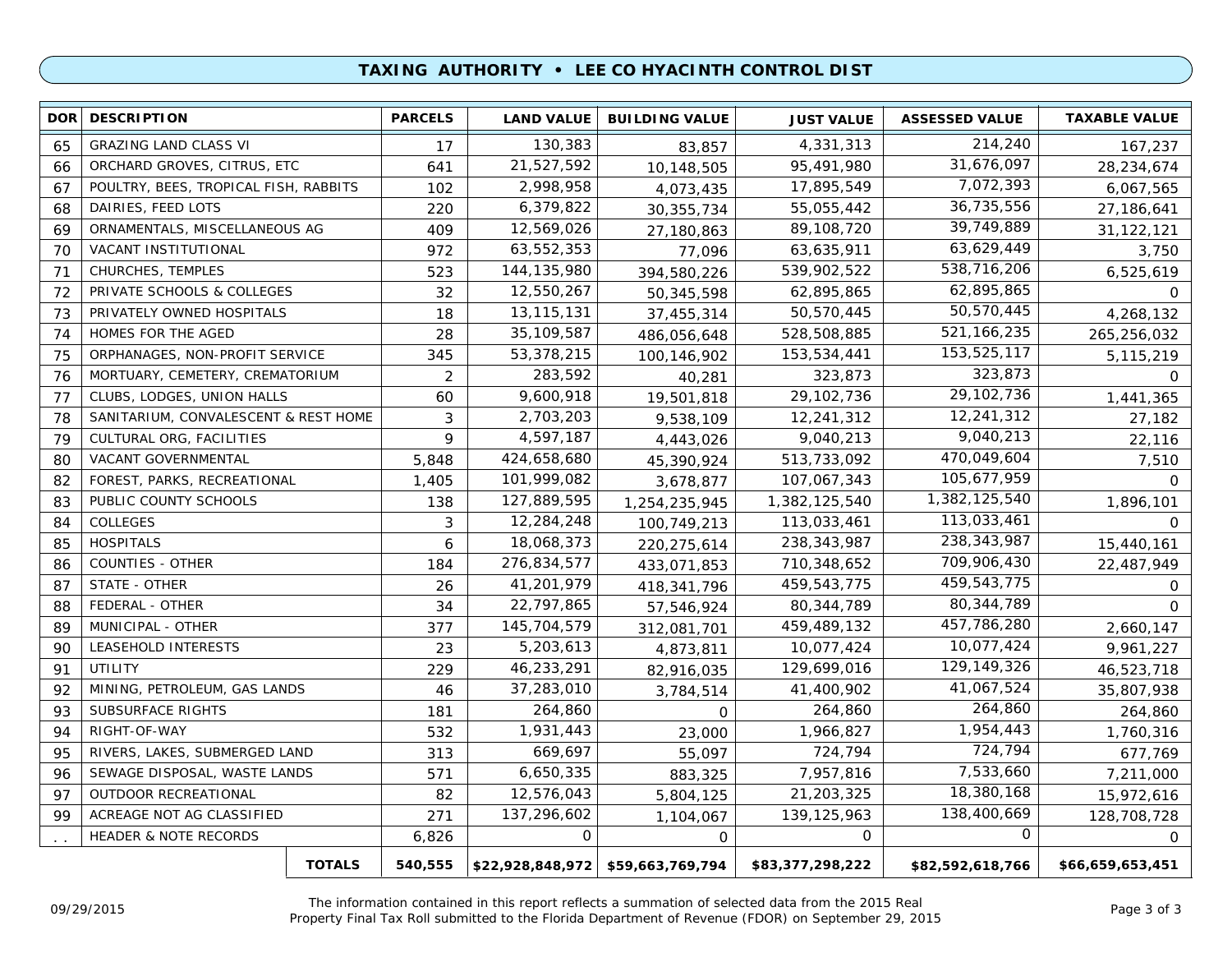# TAXING AUTHORITY • LEE CO HYACINTH CONTROL DIST

| DOR | DESCRIPTION | PARCELS | LAND VALUE | BUILDING VALUE | JUST VALUE | ASSESSED VALUE | TAXABLE VALUE |
|---|---|---|---|---|---|---|---|
| 65 | GRAZING LAND CLASS VI | 17 | 130,383 | 83,857 | 4,331,313 | 214,240 | 167,237 |
| 66 | ORCHARD GROVES, CITRUS, ETC | 641 | 21,527,592 | 10,148,505 | 95,491,980 | 31,676,097 | 28,234,674 |
| 67 | POULTRY, BEES, TROPICAL FISH, RABBITS | 102 | 2,998,958 | 4,073,435 | 17,895,549 | 7,072,393 | 6,067,565 |
| 68 | DAIRIES, FEED LOTS | 220 | 6,379,822 | 30,355,734 | 55,055,442 | 36,735,556 | 27,186,641 |
| 69 | ORNAMENTALS, MISCELLANEOUS AG | 409 | 12,569,026 | 27,180,863 | 89,108,720 | 39,749,889 | 31,122,121 |
| 70 | VACANT INSTITUTIONAL | 972 | 63,552,353 | 77,096 | 63,635,911 | 63,629,449 | 3,750 |
| 71 | CHURCHES, TEMPLES | 523 | 144,135,980 | 394,580,226 | 539,902,522 | 538,716,206 | 6,525,619 |
| 72 | PRIVATE SCHOOLS & COLLEGES | 32 | 12,550,267 | 50,345,598 | 62,895,865 | 62,895,865 | 0 |
| 73 | PRIVATELY OWNED HOSPITALS | 18 | 13,115,131 | 37,455,314 | 50,570,445 | 50,570,445 | 4,268,132 |
| 74 | HOMES FOR THE AGED | 28 | 35,109,587 | 486,056,648 | 528,508,885 | 521,166,235 | 265,256,032 |
| 75 | ORPHANAGES, NON-PROFIT SERVICE | 345 | 53,378,215 | 100,146,902 | 153,534,441 | 153,525,117 | 5,115,219 |
| 76 | MORTUARY, CEMETERY, CREMATORIUM | 2 | 283,592 | 40,281 | 323,873 | 323,873 | 0 |
| 77 | CLUBS, LODGES, UNION HALLS | 60 | 9,600,918 | 19,501,818 | 29,102,736 | 29,102,736 | 1,441,365 |
| 78 | SANITARIUM, CONVALESCENT & REST HOME | 3 | 2,703,203 | 9,538,109 | 12,241,312 | 12,241,312 | 27,182 |
| 79 | CULTURAL ORG, FACILITIES | 9 | 4,597,187 | 4,443,026 | 9,040,213 | 9,040,213 | 22,116 |
| 80 | VACANT GOVERNMENTAL | 5,848 | 424,658,680 | 45,390,924 | 513,733,092 | 470,049,604 | 7,510 |
| 82 | FOREST, PARKS, RECREATIONAL | 1,405 | 101,999,082 | 3,678,877 | 107,067,343 | 105,677,959 | 0 |
| 83 | PUBLIC COUNTY SCHOOLS | 138 | 127,889,595 | 1,254,235,945 | 1,382,125,540 | 1,382,125,540 | 1,896,101 |
| 84 | COLLEGES | 3 | 12,284,248 | 100,749,213 | 113,033,461 | 113,033,461 | 0 |
| 85 | HOSPITALS | 6 | 18,068,373 | 220,275,614 | 238,343,987 | 238,343,987 | 15,440,161 |
| 86 | COUNTIES - OTHER | 184 | 276,834,577 | 433,071,853 | 710,348,652 | 709,906,430 | 22,487,949 |
| 87 | STATE - OTHER | 26 | 41,201,979 | 418,341,796 | 459,543,775 | 459,543,775 | 0 |
| 88 | FEDERAL - OTHER | 34 | 22,797,865 | 57,546,924 | 80,344,789 | 80,344,789 | 0 |
| 89 | MUNICIPAL - OTHER | 377 | 145,704,579 | 312,081,701 | 459,489,132 | 457,786,280 | 2,660,147 |
| 90 | LEASEHOLD INTERESTS | 23 | 5,203,613 | 4,873,811 | 10,077,424 | 10,077,424 | 9,961,227 |
| 91 | UTILITY | 229 | 46,233,291 | 82,916,035 | 129,699,016 | 129,149,326 | 46,523,718 |
| 92 | MINING, PETROLEUM, GAS LANDS | 46 | 37,283,010 | 3,784,514 | 41,400,902 | 41,067,524 | 35,807,938 |
| 93 | SUBSURFACE RIGHTS | 181 | 264,860 | 0 | 264,860 | 264,860 | 264,860 |
| 94 | RIGHT-OF-WAY | 532 | 1,931,443 | 23,000 | 1,966,827 | 1,954,443 | 1,760,316 |
| 95 | RIVERS, LAKES, SUBMERGED LAND | 313 | 669,697 | 55,097 | 724,794 | 724,794 | 677,769 |
| 96 | SEWAGE DISPOSAL, WASTE LANDS | 571 | 6,650,335 | 883,325 | 7,957,816 | 7,533,660 | 7,211,000 |
| 97 | OUTDOOR RECREATIONAL | 82 | 12,576,043 | 5,804,125 | 21,203,325 | 18,380,168 | 15,972,616 |
| 99 | ACREAGE NOT AG CLASSIFIED | 271 | 137,296,602 | 1,104,067 | 139,125,963 | 138,400,669 | 128,708,728 |
| .. | HEADER & NOTE RECORDS | 6,826 | 0 | 0 | 0 | 0 | 0 |
| | **TOTALS** | **540,555** | **$22,928,848,972** | **$59,663,769,794** | **$83,377,298,222** | **$82,592,618,766** | **$66,659,653,451** |

09/29/2015

The information contained in this report reflects a summation of selected data from the 2015 Real Property Final Tax Roll submitted to the Florida Department of Revenue (FDOR) on September 29, 2015